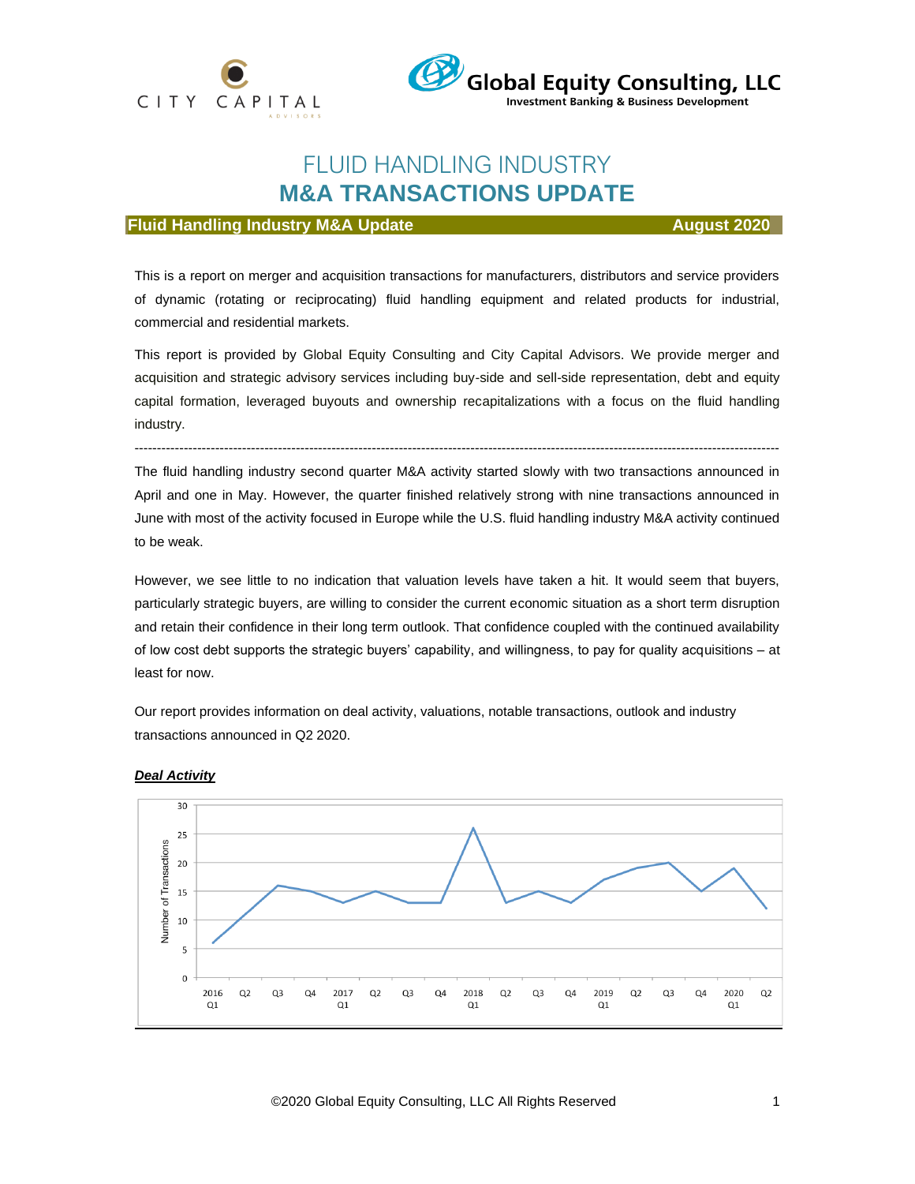CITY CAPITAL ADVISORS

Global Equity Consulting, LLC
Investment Banking & Business Development

# FLUID HANDLING INDUSTRY
# M&A TRANSACTIONS UPDATE

**Fluid Handling Industry M&A Update** **August 2020**

This is a report on merger and acquisition transactions for manufacturers, distributors and service providers of dynamic (rotating or reciprocating) fluid handling equipment and related products for industrial, commercial and residential markets.

This report is provided by Global Equity Consulting and City Capital Advisors. We provide merger and acquisition and strategic advisory services including buy-side and sell-side representation, debt and equity capital formation, leveraged buyouts and ownership recapitalizations with a focus on the fluid handling industry.

---

The fluid handling industry second quarter M&A activity started slowly with two transactions announced in April and one in May. However, the quarter finished relatively strong with nine transactions announced in June with most of the activity focused in Europe while the U.S. fluid handling industry M&A activity continued to be weak.

However, we see little to no indication that valuation levels have taken a hit. It would seem that buyers, particularly strategic buyers, are willing to consider the current economic situation as a short term disruption and retain their confidence in their long term outlook. That confidence coupled with the continued availability of low cost debt supports the strategic buyers' capability, and willingness, to pay for quality acquisitions – at least for now.

Our report provides information on deal activity, valuations, notable transactions, outlook and industry transactions announced in Q2 2020.

***Deal Activity***

| Quarter | Number of Transactions |
|---|---|
| 2016 Q1 | 6 |
| Q2 | 11 |
| Q3 | 16 |
| Q4 | 15 |
| 2017 Q1 | 13 |
| Q2 | 15 |
| Q3 | 13 |
| Q4 | 13 |
| 2018 Q1 | 26 |
| Q2 | 13 |
| Q3 | 15 |
| Q4 | 13 |
| 2019 Q1 | 17 |
| Q2 | 19 |
| Q3 | 20 |
| Q4 | 15 |
| 2020 Q1 | 19 |
| Q2 | 12 |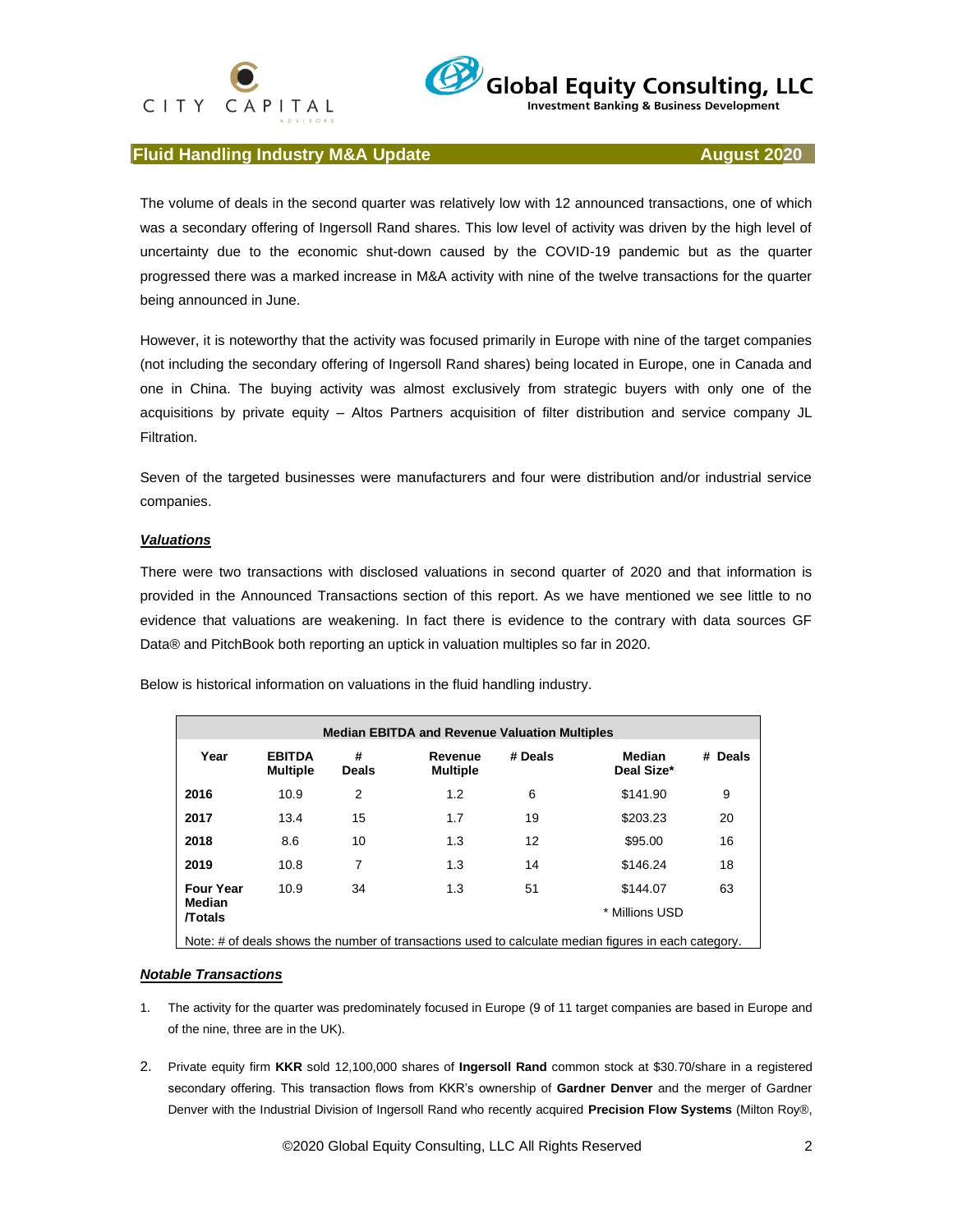## Fluid Handling Industry M&A Update — August 2020

The volume of deals in the second quarter was relatively low with 12 announced transactions, one of which was a secondary offering of Ingersoll Rand shares. This low level of activity was driven by the high level of uncertainty due to the economic shut-down caused by the COVID-19 pandemic but as the quarter progressed there was a marked increase in M&A activity with nine of the twelve transactions for the quarter being announced in June.

However, it is noteworthy that the activity was focused primarily in Europe with nine of the target companies (not including the secondary offering of Ingersoll Rand shares) being located in Europe, one in Canada and one in China. The buying activity was almost exclusively from strategic buyers with only one of the acquisitions by private equity – Altos Partners acquisition of filter distribution and service company JL Filtration.

Seven of the targeted businesses were manufacturers and four were distribution and/or industrial service companies.

***Valuations***

There were two transactions with disclosed valuations in second quarter of 2020 and that information is provided in the Announced Transactions section of this report. As we have mentioned we see little to no evidence that valuations are weakening. In fact there is evidence to the contrary with data sources GF Data® and PitchBook both reporting an uptick in valuation multiples so far in 2020.

Below is historical information on valuations in the fluid handling industry.

**Median EBITDA and Revenue Valuation Multiples**

| Year | EBITDA Multiple | # Deals | Revenue Multiple | # Deals | Median Deal Size* | # Deals |
|---|---|---|---|---|---|---|
| **2016** | 10.9 | 2 | 1.2 | 6 | $141.90 | 9 |
| **2017** | 13.4 | 15 | 1.7 | 19 | $203.23 | 20 |
| **2018** | 8.6 | 10 | 1.3 | 12 | $95.00 | 16 |
| **2019** | 10.8 | 7 | 1.3 | 14 | $146.24 | 18 |
| **Four Year Median /Totals** | 10.9 | 34 | 1.3 | 51 | $144.07 | 63 |

\* Millions USD

Note: # of deals shows the number of transactions used to calculate median figures in each category.

***Notable Transactions***

1. The activity for the quarter was predominately focused in Europe (9 of 11 target companies are based in Europe and of the nine, three are in the UK).

2. Private equity firm **KKR** sold 12,100,000 shares of **Ingersoll Rand** common stock at $30.70/share in a registered secondary offering. This transaction flows from KKR's ownership of **Gardner Denver** and the merger of Gardner Denver with the Industrial Division of Ingersoll Rand who recently acquired **Precision Flow Systems** (Milton Roy®,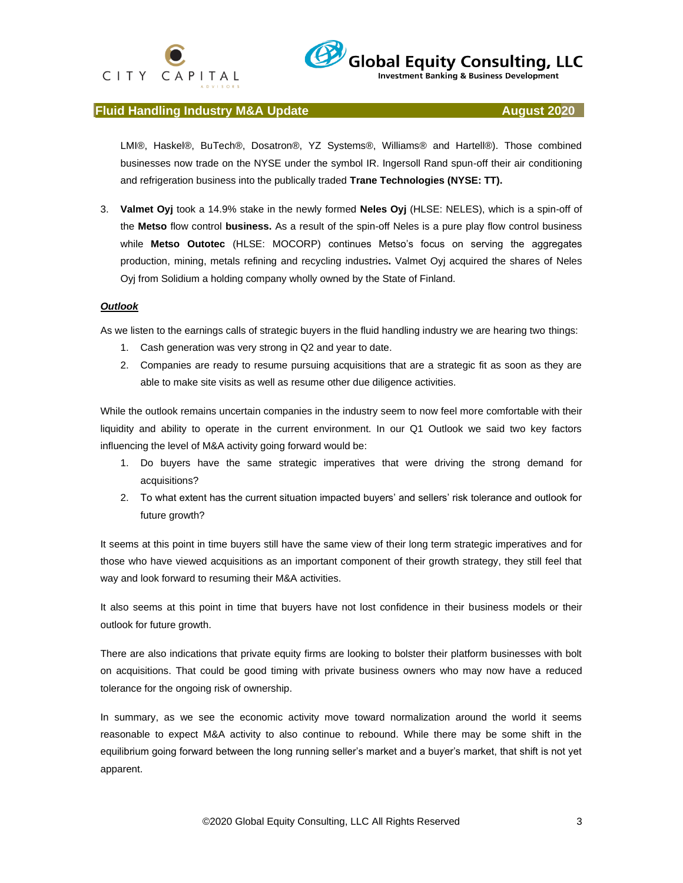LMI®, Haskel®, BuTech®, Dosatron®, YZ Systems®, Williams® and Hartell®). Those combined businesses now trade on the NYSE under the symbol IR. Ingersoll Rand spun-off their air conditioning and refrigeration business into the publically traded **Trane Technologies (NYSE: TT).**

3. **Valmet Oyj** took a 14.9% stake in the newly formed **Neles Oyj** (HLSE: NELES), which is a spin-off of the **Metso** flow control **business.** As a result of the spin-off Neles is a pure play flow control business while **Metso Outotec** (HLSE: MOCORP) continues Metso's focus on serving the aggregates production, mining, metals refining and recycling industries**.** Valmet Oyj acquired the shares of Neles Oyj from Solidium a holding company wholly owned by the State of Finland.

***Outlook***

As we listen to the earnings calls of strategic buyers in the fluid handling industry we are hearing two things:

1. Cash generation was very strong in Q2 and year to date.
2. Companies are ready to resume pursuing acquisitions that are a strategic fit as soon as they are able to make site visits as well as resume other due diligence activities.

While the outlook remains uncertain companies in the industry seem to now feel more comfortable with their liquidity and ability to operate in the current environment. In our Q1 Outlook we said two key factors influencing the level of M&A activity going forward would be:

1. Do buyers have the same strategic imperatives that were driving the strong demand for acquisitions?
2. To what extent has the current situation impacted buyers' and sellers' risk tolerance and outlook for future growth?

It seems at this point in time buyers still have the same view of their long term strategic imperatives and for those who have viewed acquisitions as an important component of their growth strategy, they still feel that way and look forward to resuming their M&A activities.

It also seems at this point in time that buyers have not lost confidence in their business models or their outlook for future growth.

There are also indications that private equity firms are looking to bolster their platform businesses with bolt on acquisitions. That could be good timing with private business owners who may now have a reduced tolerance for the ongoing risk of ownership.

In summary, as we see the economic activity move toward normalization around the world it seems reasonable to expect M&A activity to also continue to rebound. While there may be some shift in the equilibrium going forward between the long running seller's market and a buyer's market, that shift is not yet apparent.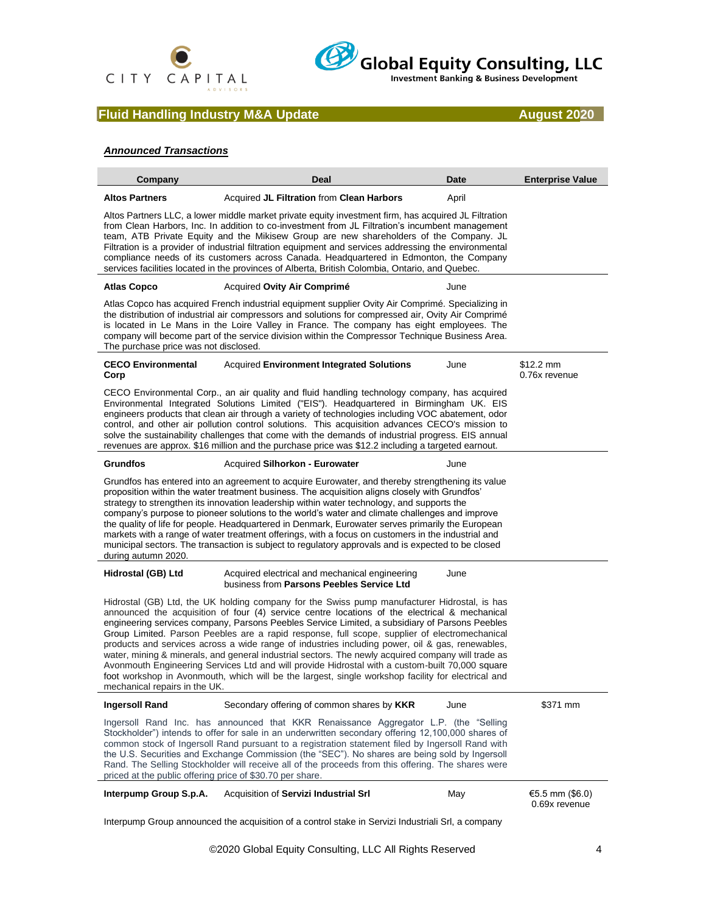## Fluid Handling Industry M&A Update — August 2020

***Announced Transactions***

| Company | Deal | Date | Enterprise Value |
|---|---|---|---|
| **Altos Partners** | Acquired **JL Filtration** from **Clean Harbors** | April | |
| Altos Partners LLC, a lower middle market private equity investment firm, has acquired JL Filtration from Clean Harbors, Inc. In addition to co-investment from JL Filtration's incumbent management team, ATB Private Equity and the Mikisew Group are new shareholders of the Company. JL Filtration is a provider of industrial filtration equipment and services addressing the environmental compliance needs of its customers across Canada. Headquartered in Edmonton, the Company services facilities located in the provinces of Alberta, British Colombia, Ontario, and Quebec. | | | |
| **Atlas Copco** | Acquired **Ovity Air Comprimé** | June | |
| Atlas Copco has acquired French industrial equipment supplier Ovity Air Comprimé. Specializing in the distribution of industrial air compressors and solutions for compressed air, Ovity Air Comprimé is located in Le Mans in the Loire Valley in France. The company has eight employees. The company will become part of the service division within the Compressor Technique Business Area. The purchase price was not disclosed. | | | |
| **CECO Environmental Corp** | Acquired **Environment Integrated Solutions** | June | $12.2 mm<br>0.76x revenue |
| CECO Environmental Corp., an air quality and fluid handling technology company, has acquired Environmental Integrated Solutions Limited ("EIS"). Headquartered in Birmingham UK. EIS engineers products that clean air through a variety of technologies including VOC abatement, odor control, and other air pollution control solutions. This acquisition advances CECO's mission to solve the sustainability challenges that come with the demands of industrial progress. EIS annual revenues are approx. $16 million and the purchase price was $12.2 including a targeted earnout. | | | |
| **Grundfos** | Acquired **Silhorkon - Eurowater** | June | |
| Grundfos has entered into an agreement to acquire Eurowater, and thereby strengthening its value proposition within the water treatment business. The acquisition aligns closely with Grundfos' strategy to strengthen its innovation leadership within water technology, and supports the company's purpose to pioneer solutions to the world's water and climate challenges and improve the quality of life for people. Headquartered in Denmark, Eurowater serves primarily the European markets with a range of water treatment offerings, with a focus on customers in the industrial and municipal sectors. The transaction is subject to regulatory approvals and is expected to be closed during autumn 2020. | | | |
| **Hidrostal (GB) Ltd** | Acquired electrical and mechanical engineering business from **Parsons Peebles Service Ltd** | June | |
| Hidrostal (GB) Ltd, the UK holding company for the Swiss pump manufacturer Hidrostal, is has announced the acquisition of four (4) service centre locations of the electrical & mechanical engineering services company, Parsons Peebles Service Limited, a subsidiary of Parsons Peebles Group Limited. Parson Peebles are a rapid response, full scope, supplier of electromechanical products and services across a wide range of industries including power, oil & gas, renewables, water, mining & minerals, and general industrial sectors. The newly acquired company will trade as Avonmouth Engineering Services Ltd and will provide Hidrostal with a custom-built 70,000 square foot workshop in Avonmouth, which will be the largest, single workshop facility for electrical and mechanical repairs in the UK. | | | |
| **Ingersoll Rand** | Secondary offering of common shares by **KKR** | June | $371 mm |
| Ingersoll Rand Inc. has announced that KKR Renaissance Aggregator L.P. (the "Selling Stockholder") intends to offer for sale in an underwritten secondary offering 12,100,000 shares of common stock of Ingersoll Rand pursuant to a registration statement filed by Ingersoll Rand with the U.S. Securities and Exchange Commission (the "SEC"). No shares are being sold by Ingersoll Rand. The Selling Stockholder will receive all of the proceeds from this offering. The shares were priced at the public offering price of $30.70 per share. | | | |
| **Interpump Group S.p.A.** | Acquisition of **Servizi Industrial Srl** | May | €5.5 mm ($6.0)<br>0.69x revenue |
| Interpump Group announced the acquisition of a control stake in Servizi Industriali Srl, a company | | | |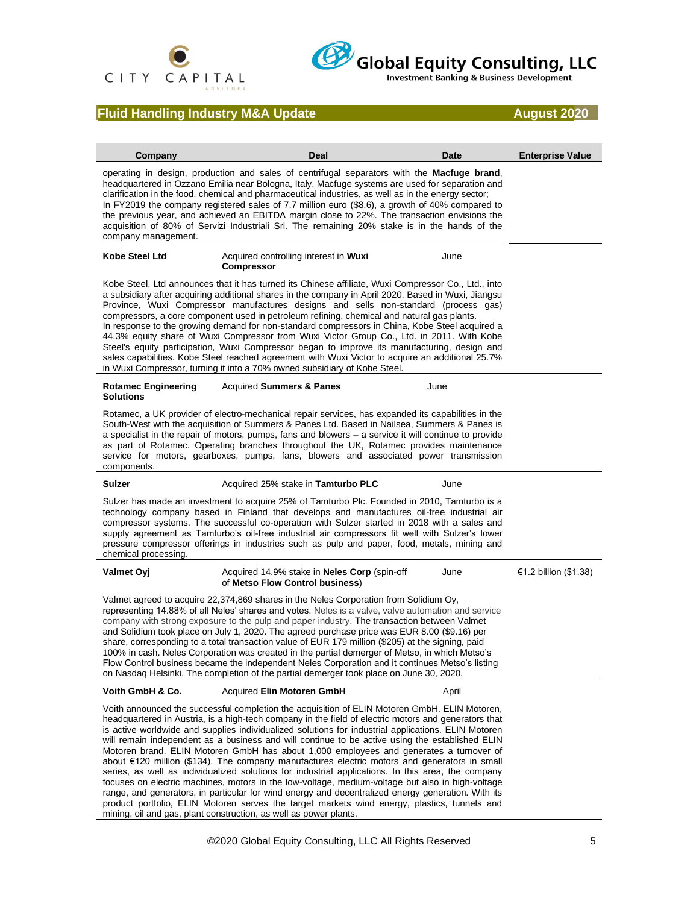## Fluid Handling Industry M&A Update — August 2020

| Company | Deal | Date | Enterprise Value |
|---|---|---|---|
| | operating in design, production and sales of centrifugal separators with the **Macfuge brand**, headquartered in Ozzano Emilia near Bologna, Italy. Macfuge systems are used for separation and clarification in the food, chemical and pharmaceutical industries, as well as in the energy sector; In FY2019 the company registered sales of 7.7 million euro ($8.6), a growth of 40% compared to the previous year, and achieved an EBITDA margin close to 22%. The transaction envisions the acquisition of 80% of Servizi Industriali Srl. The remaining 20% stake is in the hands of the company management. | | |
| **Kobe Steel Ltd** | Acquired controlling interest in **Wuxi Compressor** | June | |
| | Kobe Steel, Ltd announces that it has turned its Chinese affiliate, Wuxi Compressor Co., Ltd., into a subsidiary after acquiring additional shares in the company in April 2020. Based in Wuxi, Jiangsu Province, Wuxi Compressor manufactures designs and sells non-standard (process gas) compressors, a core component used in petroleum refining, chemical and natural gas plants. In response to the growing demand for non-standard compressors in China, Kobe Steel acquired a 44.3% equity share of Wuxi Compressor from Wuxi Victor Group Co., Ltd. in 2011. With Kobe Steel's equity participation, Wuxi Compressor began to improve its manufacturing, design and sales capabilities. Kobe Steel reached agreement with Wuxi Victor to acquire an additional 25.7% in Wuxi Compressor, turning it into a 70% owned subsidiary of Kobe Steel. | | |
| **Rotamec Engineering Solutions** | Acquired **Summers & Panes** | June | |
| | Rotamec, a UK provider of electro-mechanical repair services, has expanded its capabilities in the South-West with the acquisition of Summers & Panes Ltd. Based in Nailsea, Summers & Panes is a specialist in the repair of motors, pumps, fans and blowers – a service it will continue to provide as part of Rotamec. Operating branches throughout the UK, Rotamec provides maintenance service for motors, gearboxes, pumps, fans, blowers and associated power transmission components. | | |
| **Sulzer** | Acquired 25% stake in **Tamturbo PLC** | June | |
| | Sulzer has made an investment to acquire 25% of Tamturbo Plc. Founded in 2010, Tamturbo is a technology company based in Finland that develops and manufactures oil-free industrial air compressor systems. The successful co-operation with Sulzer started in 2018 with a sales and supply agreement as Tamturbo's oil-free industrial air compressors fit well with Sulzer's lower pressure compressor offerings in industries such as pulp and paper, food, metals, mining and chemical processing. | | |
| **Valmet Oyj** | Acquired 14.9% stake in **Neles Corp** (spin-off of **Metso Flow Control business**) | June | €1.2 billion ($1.38) |
| | Valmet agreed to acquire 22,374,869 shares in the Neles Corporation from Solidium Oy, representing 14.88% of all Neles' shares and votes. Neles is a valve, valve automation and service company with strong exposure to the pulp and paper industry. The transaction between Valmet and Solidium took place on July 1, 2020. The agreed purchase price was EUR 8.00 ($9.16) per share, corresponding to a total transaction value of EUR 179 million ($205) at the signing, paid 100% in cash. Neles Corporation was created in the partial demerger of Metso, in which Metso's Flow Control business became the independent Neles Corporation and it continues Metso's listing on Nasdaq Helsinki. The completion of the partial demerger took place on June 30, 2020. | | |
| **Voith GmbH & Co.** | Acquired **Elin Motoren GmbH** | April | |
| | Voith announced the successful completion the acquisition of ELIN Motoren GmbH. ELIN Motoren, headquartered in Austria, is a high-tech company in the field of electric motors and generators that is active worldwide and supplies individualized solutions for industrial applications. ELIN Motoren will remain independent as a business and will continue to be active using the established ELIN Motoren brand. ELIN Motoren GmbH has about 1,000 employees and generates a turnover of about €120 million ($134). The company manufactures electric motors and generators in small series, as well as individualized solutions for industrial applications. In this area, the company focuses on electric machines, motors in the low-voltage, medium-voltage but also in high-voltage range, and generators, in particular for wind energy and decentralized energy generation. With its product portfolio, ELIN Motoren serves the target markets wind energy, plastics, tunnels and mining, oil and gas, plant construction, as well as power plants. | | |

©2020 Global Equity Consulting, LLC All Rights Reserved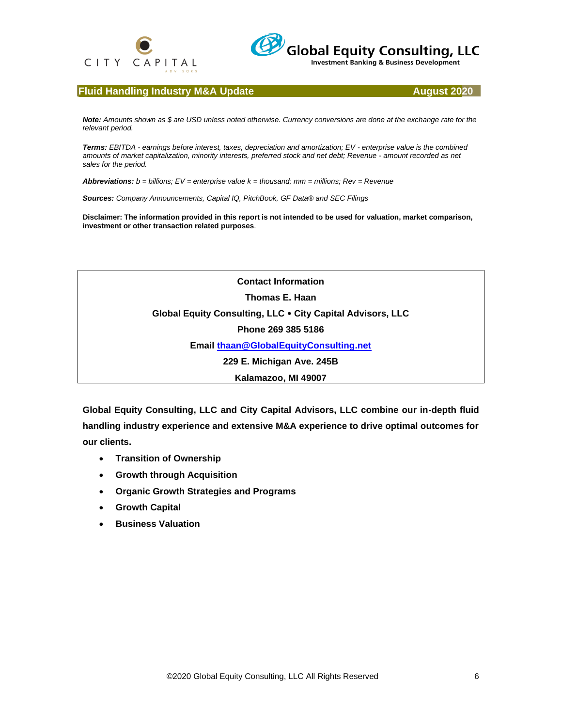**Fluid Handling Industry M&A Update** **August 2020**

***Note:*** *Amounts shown as $ are USD unless noted otherwise. Currency conversions are done at the exchange rate for the relevant period.*

***Terms:*** *EBITDA - earnings before interest, taxes, depreciation and amortization; EV - enterprise value is the combined amounts of market capitalization, minority interests, preferred stock and net debt; Revenue - amount recorded as net sales for the period.*

***Abbreviations:*** *b = billions; EV = enterprise value k = thousand; mm = millions; Rev = Revenue*

***Sources:*** *Company Announcements, Capital IQ, PitchBook, GF Data® and SEC Filings*

**Disclaimer: The information provided in this report is not intended to be used for valuation, market comparison, investment or other transaction related purposes**.

**Contact Information**

**Thomas E. Haan**

**Global Equity Consulting, LLC • City Capital Advisors, LLC**

**Phone 269 385 5186**

**Email thaan@GlobalEquityConsulting.net**

**229 E. Michigan Ave. 245B**

**Kalamazoo, MI 49007**

**Global Equity Consulting, LLC and City Capital Advisors, LLC combine our in-depth fluid handling industry experience and extensive M&A experience to drive optimal outcomes for our clients.**

- **Transition of Ownership**
- **Growth through Acquisition**
- **Organic Growth Strategies and Programs**
- **Growth Capital**
- **Business Valuation**

©2020 Global Equity Consulting, LLC All Rights Reserved